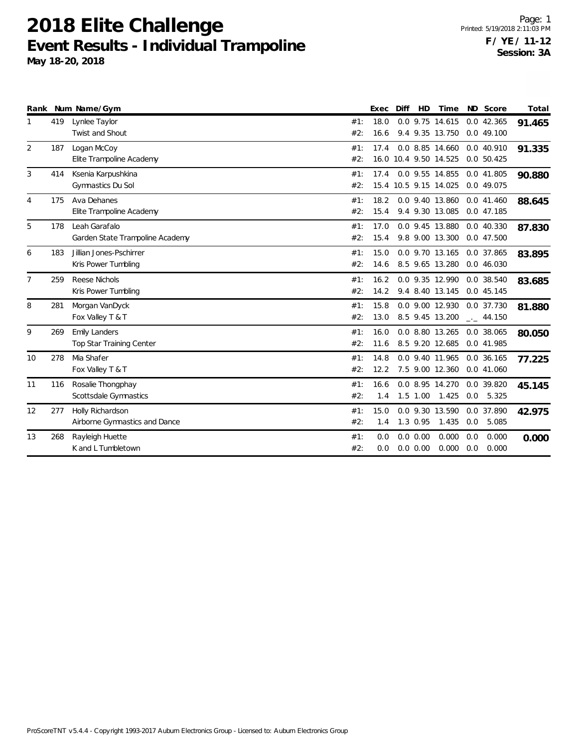# 2018 Elite Challenge

## Event Results - Individual Trampoline

**May 18-20, 2018**

Printed: 5/19/2018 2:11:03 PM

**F / YE / 11-12**

**Session: 3A**

| Rank | Num | Name/Gym | | Exec | Diff | HD | Time | ND | Score | Total |
|---|---|---|---|---|---|---|---|---|---|---|
| 1 | 419 | Lynlee Taylor | #1: | 18.0 | 0.0 | 9.75 | 14.615 | 0.0 | 42.365 | **91.465** |
| | | Twist and Shout | #2: | 16.6 | 9.4 | 9.35 | 13.750 | 0.0 | 49.100 | |
| 2 | 187 | Logan McCoy | #1: | 17.4 | 0.0 | 8.85 | 14.660 | 0.0 | 40.910 | **91.335** |
| | | Elite Trampoline Academy | #2: | 16.0 | 10.4 | 9.50 | 14.525 | 0.0 | 50.425 | |
| 3 | 414 | Ksenia Karpushkina | #1: | 17.4 | 0.0 | 9.55 | 14.855 | 0.0 | 41.805 | **90.880** |
| | | Gymnastics Du Sol | #2: | 15.4 | 10.5 | 9.15 | 14.025 | 0.0 | 49.075 | |
| 4 | 175 | Ava Dehanes | #1: | 18.2 | 0.0 | 9.40 | 13.860 | 0.0 | 41.460 | **88.645** |
| | | Elite Trampoline Academy | #2: | 15.4 | 9.4 | 9.30 | 13.085 | 0.0 | 47.185 | |
| 5 | 178 | Leah Garafalo | #1: | 17.0 | 0.0 | 9.45 | 13.880 | 0.0 | 40.330 | **87.830** |
| | | Garden State Trampoline Academy | #2: | 15.4 | 9.8 | 9.00 | 13.300 | 0.0 | 47.500 | |
| 6 | 183 | Jillian Jones-Pschirrer | #1: | 15.0 | 0.0 | 9.70 | 13.165 | 0.0 | 37.865 | **83.895** |
| | | Kris Power Tumbling | #2: | 14.6 | 8.5 | 9.65 | 13.280 | 0.0 | 46.030 | |
| 7 | 259 | Reese Nichols | #1: | 16.2 | 0.0 | 9.35 | 12.990 | 0.0 | 38.540 | **83.685** |
| | | Kris Power Tumbling | #2: | 14.2 | 9.4 | 8.40 | 13.145 | 0.0 | 45.145 | |
| 8 | 281 | Morgan VanDyck | #1: | 15.8 | 0.0 | 9.00 | 12.930 | 0.0 | 37.730 | **81.880** |
| | | Fox Valley T & T | #2: | 13.0 | 8.5 | 9.45 | 13.200 | _._ | 44.150 | |
| 9 | 269 | Emily Landers | #1: | 16.0 | 0.0 | 8.80 | 13.265 | 0.0 | 38.065 | **80.050** |
| | | Top Star Training Center | #2: | 11.6 | 8.5 | 9.20 | 12.685 | 0.0 | 41.985 | |
| 10 | 278 | Mia Shafer | #1: | 14.8 | 0.0 | 9.40 | 11.965 | 0.0 | 36.165 | **77.225** |
| | | Fox Valley T & T | #2: | 12.2 | 7.5 | 9.00 | 12.360 | 0.0 | 41.060 | |
| 11 | 116 | Rosalie Thongphay | #1: | 16.6 | 0.0 | 8.95 | 14.270 | 0.0 | 39.820 | **45.145** |
| | | Scottsdale Gymnastics | #2: | 1.4 | 1.5 | 1.00 | 1.425 | 0.0 | 5.325 | |
| 12 | 277 | Holly Richardson | #1: | 15.0 | 0.0 | 9.30 | 13.590 | 0.0 | 37.890 | **42.975** |
| | | Airborne Gymnastics and Dance | #2: | 1.4 | 1.3 | 0.95 | 1.435 | 0.0 | 5.085 | |
| 13 | 268 | Rayleigh Huette | #1: | 0.0 | 0.0 | 0.00 | 0.000 | 0.0 | 0.000 | **0.000** |
| | | K and L Tumbletown | #2: | 0.0 | 0.0 | 0.00 | 0.000 | 0.0 | 0.000 | |

ProScoreTNT v5.4.4 - Copyright 1993-2017 Auburn Electronics Group - Licensed to: Auburn Electronics Group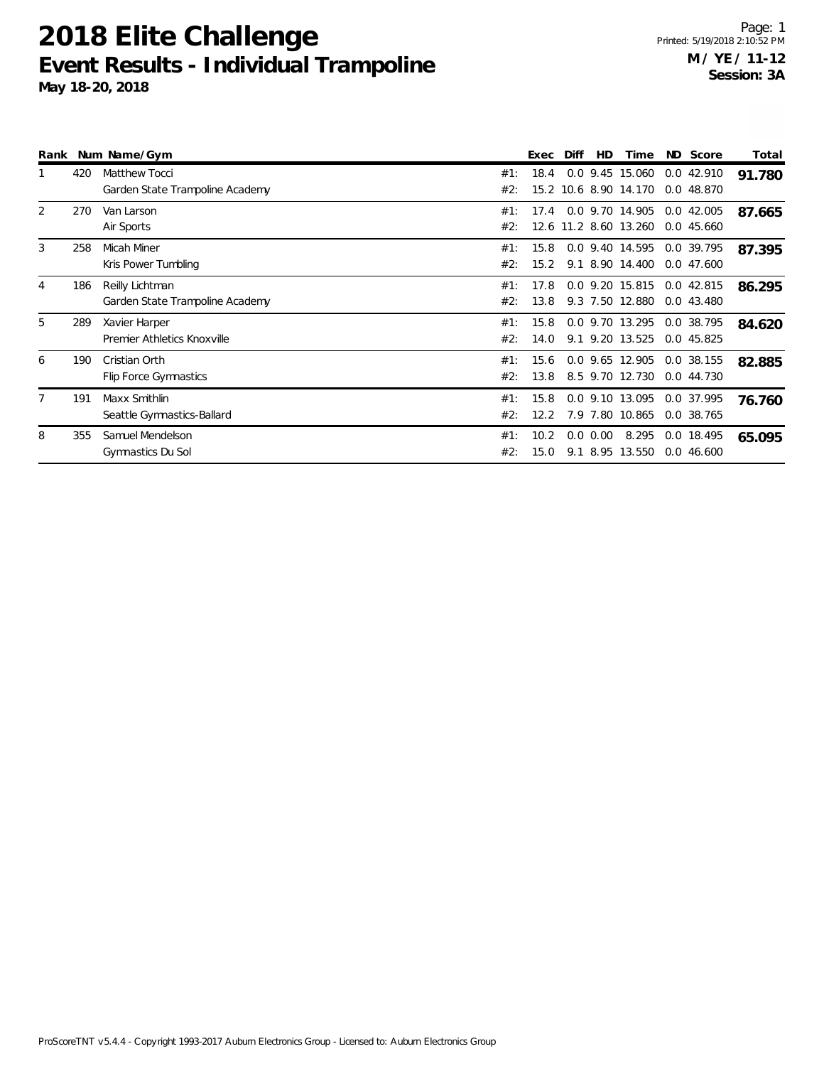# 2018 Elite Challenge

## Event Results - Individual Trampoline

**May 18-20, 2018**

**M / YE / 11-12**
**Session: 3A**

| Rank | Num | Name/Gym | | Exec | Diff | HD | Time | ND | Score | Total |
|---|---|---|---|---|---|---|---|---|---|---|
| 1 | 420 | Matthew Tocci | #1: | 18.4 | 0.0 | 9.45 | 15.060 | 0.0 | 42.910 | **91.780** |
| | | Garden State Trampoline Academy | #2: | 15.2 | 10.6 | 8.90 | 14.170 | 0.0 | 48.870 | |
| 2 | 270 | Van Larson | #1: | 17.4 | 0.0 | 9.70 | 14.905 | 0.0 | 42.005 | **87.665** |
| | | Air Sports | #2: | 12.6 | 11.2 | 8.60 | 13.260 | 0.0 | 45.660 | |
| 3 | 258 | Micah Miner | #1: | 15.8 | 0.0 | 9.40 | 14.595 | 0.0 | 39.795 | **87.395** |
| | | Kris Power Tumbling | #2: | 15.2 | 9.1 | 8.90 | 14.400 | 0.0 | 47.600 | |
| 4 | 186 | Reilly Lichtman | #1: | 17.8 | 0.0 | 9.20 | 15.815 | 0.0 | 42.815 | **86.295** |
| | | Garden State Trampoline Academy | #2: | 13.8 | 9.3 | 7.50 | 12.880 | 0.0 | 43.480 | |
| 5 | 289 | Xavier Harper | #1: | 15.8 | 0.0 | 9.70 | 13.295 | 0.0 | 38.795 | **84.620** |
| | | Premier Athletics Knoxville | #2: | 14.0 | 9.1 | 9.20 | 13.525 | 0.0 | 45.825 | |
| 6 | 190 | Cristian Orth | #1: | 15.6 | 0.0 | 9.65 | 12.905 | 0.0 | 38.155 | **82.885** |
| | | Flip Force Gymnastics | #2: | 13.8 | 8.5 | 9.70 | 12.730 | 0.0 | 44.730 | |
| 7 | 191 | Maxx Smithlin | #1: | 15.8 | 0.0 | 9.10 | 13.095 | 0.0 | 37.995 | **76.760** |
| | | Seattle Gymnastics-Ballard | #2: | 12.2 | 7.9 | 7.80 | 10.865 | 0.0 | 38.765 | |
| 8 | 355 | Samuel Mendelson | #1: | 10.2 | 0.0 | 0.00 | 8.295 | 0.0 | 18.495 | **65.095** |
| | | Gymnastics Du Sol | #2: | 15.0 | 9.1 | 8.95 | 13.550 | 0.0 | 46.600 | |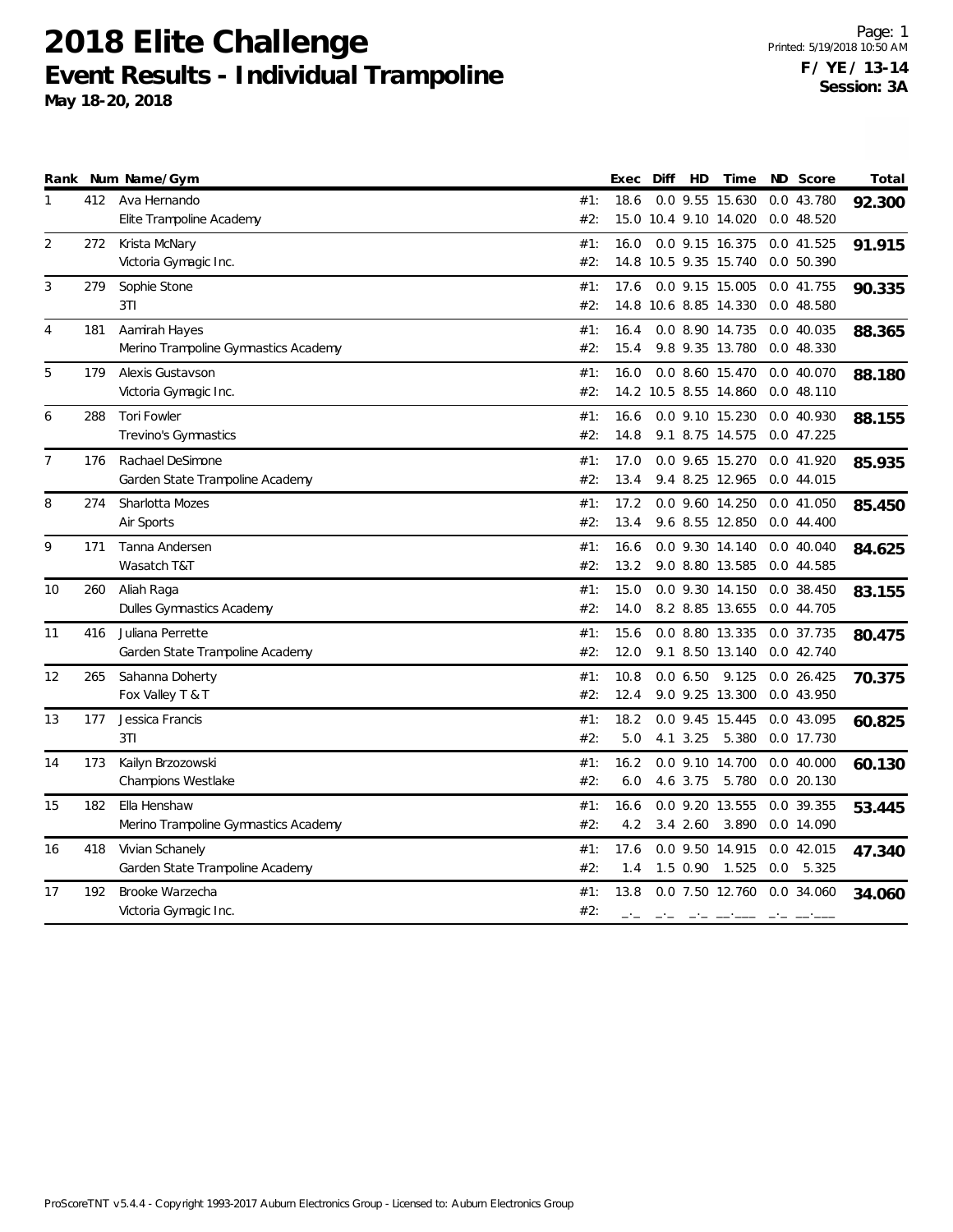# 2018 Elite Challenge

## Event Results - Individual Trampoline

**May 18-20, 2018**

**F / YE / 13-14**
**Session: 3A**

| Rank | Num | Name/Gym | | Exec | Diff | HD | Time | ND | Score | Total |
|---|---|---|---|---|---|---|---|---|---|---|
| 1 | 412 | Ava Hernando | #1: | 18.6 | 0.0 | 9.55 | 15.630 | 0.0 | 43.780 | **92.300** |
| | | Elite Trampoline Academy | #2: | 15.0 | 10.4 | 9.10 | 14.020 | 0.0 | 48.520 | |
| 2 | 272 | Krista McNary | #1: | 16.0 | 0.0 | 9.15 | 16.375 | 0.0 | 41.525 | **91.915** |
| | | Victoria Gymagic Inc. | #2: | 14.8 | 10.5 | 9.35 | 15.740 | 0.0 | 50.390 | |
| 3 | 279 | Sophie Stone | #1: | 17.6 | 0.0 | 9.15 | 15.005 | 0.0 | 41.755 | **90.335** |
| | | 3TI | #2: | 14.8 | 10.6 | 8.85 | 14.330 | 0.0 | 48.580 | |
| 4 | 181 | Aamirah Hayes | #1: | 16.4 | 0.0 | 8.90 | 14.735 | 0.0 | 40.035 | **88.365** |
| | | Merino Trampoline Gymnastics Academy | #2: | 15.4 | 9.8 | 9.35 | 13.780 | 0.0 | 48.330 | |
| 5 | 179 | Alexis Gustavson | #1: | 16.0 | 0.0 | 8.60 | 15.470 | 0.0 | 40.070 | **88.180** |
| | | Victoria Gymagic Inc. | #2: | 14.2 | 10.5 | 8.55 | 14.860 | 0.0 | 48.110 | |
| 6 | 288 | Tori Fowler | #1: | 16.6 | 0.0 | 9.10 | 15.230 | 0.0 | 40.930 | **88.155** |
| | | Trevino's Gymnastics | #2: | 14.8 | 9.1 | 8.75 | 14.575 | 0.0 | 47.225 | |
| 7 | 176 | Rachael DeSimone | #1: | 17.0 | 0.0 | 9.65 | 15.270 | 0.0 | 41.920 | **85.935** |
| | | Garden State Trampoline Academy | #2: | 13.4 | 9.4 | 8.25 | 12.965 | 0.0 | 44.015 | |
| 8 | 274 | Sharlotta Mozes | #1: | 17.2 | 0.0 | 9.60 | 14.250 | 0.0 | 41.050 | **85.450** |
| | | Air Sports | #2: | 13.4 | 9.6 | 8.55 | 12.850 | 0.0 | 44.400 | |
| 9 | 171 | Tanna Andersen | #1: | 16.6 | 0.0 | 9.30 | 14.140 | 0.0 | 40.040 | **84.625** |
| | | Wasatch T&T | #2: | 13.2 | 9.0 | 8.80 | 13.585 | 0.0 | 44.585 | |
| 10 | 260 | Aliah Raga | #1: | 15.0 | 0.0 | 9.30 | 14.150 | 0.0 | 38.450 | **83.155** |
| | | Dulles Gymnastics Academy | #2: | 14.0 | 8.2 | 8.85 | 13.655 | 0.0 | 44.705 | |
| 11 | 416 | Juliana Perrette | #1: | 15.6 | 0.0 | 8.80 | 13.335 | 0.0 | 37.735 | **80.475** |
| | | Garden State Trampoline Academy | #2: | 12.0 | 9.1 | 8.50 | 13.140 | 0.0 | 42.740 | |
| 12 | 265 | Sahanna Doherty | #1: | 10.8 | 0.0 | 6.50 | 9.125 | 0.0 | 26.425 | **70.375** |
| | | Fox Valley T & T | #2: | 12.4 | 9.0 | 9.25 | 13.300 | 0.0 | 43.950 | |
| 13 | 177 | Jessica Francis | #1: | 18.2 | 0.0 | 9.45 | 15.445 | 0.0 | 43.095 | **60.825** |
| | | 3TI | #2: | 5.0 | 4.1 | 3.25 | 5.380 | 0.0 | 17.730 | |
| 14 | 173 | Kailyn Brzozowski | #1: | 16.2 | 0.0 | 9.10 | 14.700 | 0.0 | 40.000 | **60.130** |
| | | Champions Westlake | #2: | 6.0 | 4.6 | 3.75 | 5.780 | 0.0 | 20.130 | |
| 15 | 182 | Ella Henshaw | #1: | 16.6 | 0.0 | 9.20 | 13.555 | 0.0 | 39.355 | **53.445** |
| | | Merino Trampoline Gymnastics Academy | #2: | 4.2 | 3.4 | 2.60 | 3.890 | 0.0 | 14.090 | |
| 16 | 418 | Vivian Schanely | #1: | 17.6 | 0.0 | 9.50 | 14.915 | 0.0 | 42.015 | **47.340** |
| | | Garden State Trampoline Academy | #2: | 1.4 | 1.5 | 0.90 | 1.525 | 0.0 | 5.325 | |
| 17 | 192 | Brooke Warzecha | #1: | 13.8 | 0.0 | 7.50 | 12.760 | 0.0 | 34.060 | **34.060** |
| | | Victoria Gymagic Inc. | #2: | _._ | _._ | _._ | __.___ | _._ | __.___ | |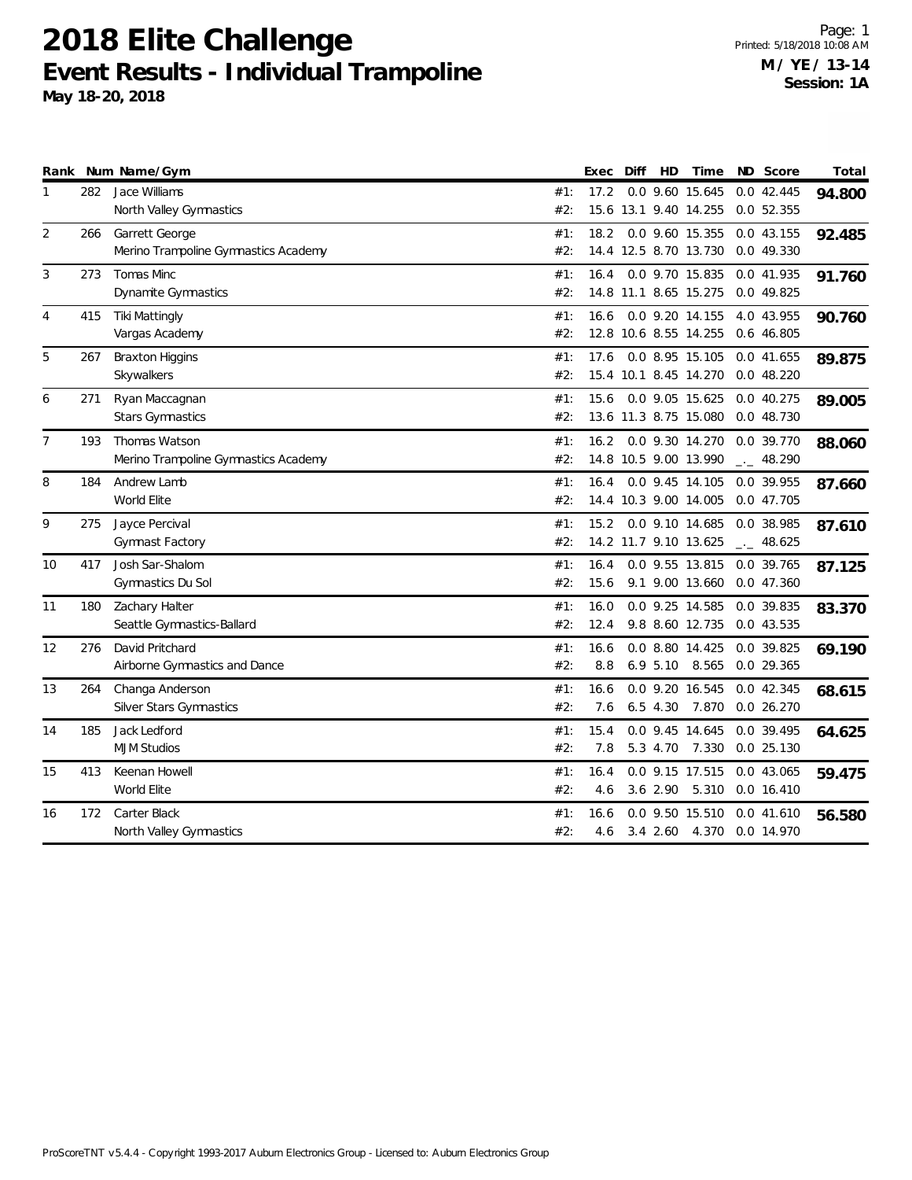# 2018 Elite Challenge

## Event Results - Individual Trampoline

**May 18-20, 2018**

Printed: 5/18/2018 10:08 AM

**M / YE / 13-14**
**Session: 1A**

| Rank | Num | Name/Gym | | Exec | Diff | HD | Time | ND | Score | Total |
|---|---|---|---|---|---|---|---|---|---|---|
| 1 | 282 | Jace Williams | #1: | 17.2 | 0.0 | 9.60 | 15.645 | 0.0 | 42.445 | **94.800** |
| | | North Valley Gymnastics | #2: | 15.6 | 13.1 | 9.40 | 14.255 | 0.0 | 52.355 | |
| 2 | 266 | Garrett George | #1: | 18.2 | 0.0 | 9.60 | 15.355 | 0.0 | 43.155 | **92.485** |
| | | Merino Trampoline Gymnastics Academy | #2: | 14.4 | 12.5 | 8.70 | 13.730 | 0.0 | 49.330 | |
| 3 | 273 | Tomas Minc | #1: | 16.4 | 0.0 | 9.70 | 15.835 | 0.0 | 41.935 | **91.760** |
| | | Dynamite Gymnastics | #2: | 14.8 | 11.1 | 8.65 | 15.275 | 0.0 | 49.825 | |
| 4 | 415 | Tiki Mattingly | #1: | 16.6 | 0.0 | 9.20 | 14.155 | 4.0 | 43.955 | **90.760** |
| | | Vargas Academy | #2: | 12.8 | 10.6 | 8.55 | 14.255 | 0.6 | 46.805 | |
| 5 | 267 | Braxton Higgins | #1: | 17.6 | 0.0 | 8.95 | 15.105 | 0.0 | 41.655 | **89.875** |
| | | Skywalkers | #2: | 15.4 | 10.1 | 8.45 | 14.270 | 0.0 | 48.220 | |
| 6 | 271 | Ryan Maccagnan | #1: | 15.6 | 0.0 | 9.05 | 15.625 | 0.0 | 40.275 | **89.005** |
| | | Stars Gymnastics | #2: | 13.6 | 11.3 | 8.75 | 15.080 | 0.0 | 48.730 | |
| 7 | 193 | Thomas Watson | #1: | 16.2 | 0.0 | 9.30 | 14.270 | 0.0 | 39.770 | **88.060** |
| | | Merino Trampoline Gymnastics Academy | #2: | 14.8 | 10.5 | 9.00 | 13.990 | _._ | 48.290 | |
| 8 | 184 | Andrew Lamb | #1: | 16.4 | 0.0 | 9.45 | 14.105 | 0.0 | 39.955 | **87.660** |
| | | World Elite | #2: | 14.4 | 10.3 | 9.00 | 14.005 | 0.0 | 47.705 | |
| 9 | 275 | Jayce Percival | #1: | 15.2 | 0.0 | 9.10 | 14.685 | 0.0 | 38.985 | **87.610** |
| | | Gymnast Factory | #2: | 14.2 | 11.7 | 9.10 | 13.625 | _._ | 48.625 | |
| 10 | 417 | Josh Sar-Shalom | #1: | 16.4 | 0.0 | 9.55 | 13.815 | 0.0 | 39.765 | **87.125** |
| | | Gymnastics Du Sol | #2: | 15.6 | 9.1 | 9.00 | 13.660 | 0.0 | 47.360 | |
| 11 | 180 | Zachary Halter | #1: | 16.0 | 0.0 | 9.25 | 14.585 | 0.0 | 39.835 | **83.370** |
| | | Seattle Gymnastics-Ballard | #2: | 12.4 | 9.8 | 8.60 | 12.735 | 0.0 | 43.535 | |
| 12 | 276 | David Pritchard | #1: | 16.6 | 0.0 | 8.80 | 14.425 | 0.0 | 39.825 | **69.190** |
| | | Airborne Gymnastics and Dance | #2: | 8.8 | 6.9 | 5.10 | 8.565 | 0.0 | 29.365 | |
| 13 | 264 | Changa Anderson | #1: | 16.6 | 0.0 | 9.20 | 16.545 | 0.0 | 42.345 | **68.615** |
| | | Silver Stars Gymnastics | #2: | 7.6 | 6.5 | 4.30 | 7.870 | 0.0 | 26.270 | |
| 14 | 185 | Jack Ledford | #1: | 15.4 | 0.0 | 9.45 | 14.645 | 0.0 | 39.495 | **64.625** |
| | | MJM Studios | #2: | 7.8 | 5.3 | 4.70 | 7.330 | 0.0 | 25.130 | |
| 15 | 413 | Keenan Howell | #1: | 16.4 | 0.0 | 9.15 | 17.515 | 0.0 | 43.065 | **59.475** |
| | | World Elite | #2: | 4.6 | 3.6 | 2.90 | 5.310 | 0.0 | 16.410 | |
| 16 | 172 | Carter Black | #1: | 16.6 | 0.0 | 9.50 | 15.510 | 0.0 | 41.610 | **56.580** |
| | | North Valley Gymnastics | #2: | 4.6 | 3.4 | 2.60 | 4.370 | 0.0 | 14.970 | |

ProScoreTNT v5.4.4 - Copyright 1993-2017 Auburn Electronics Group - Licensed to: Auburn Electronics Group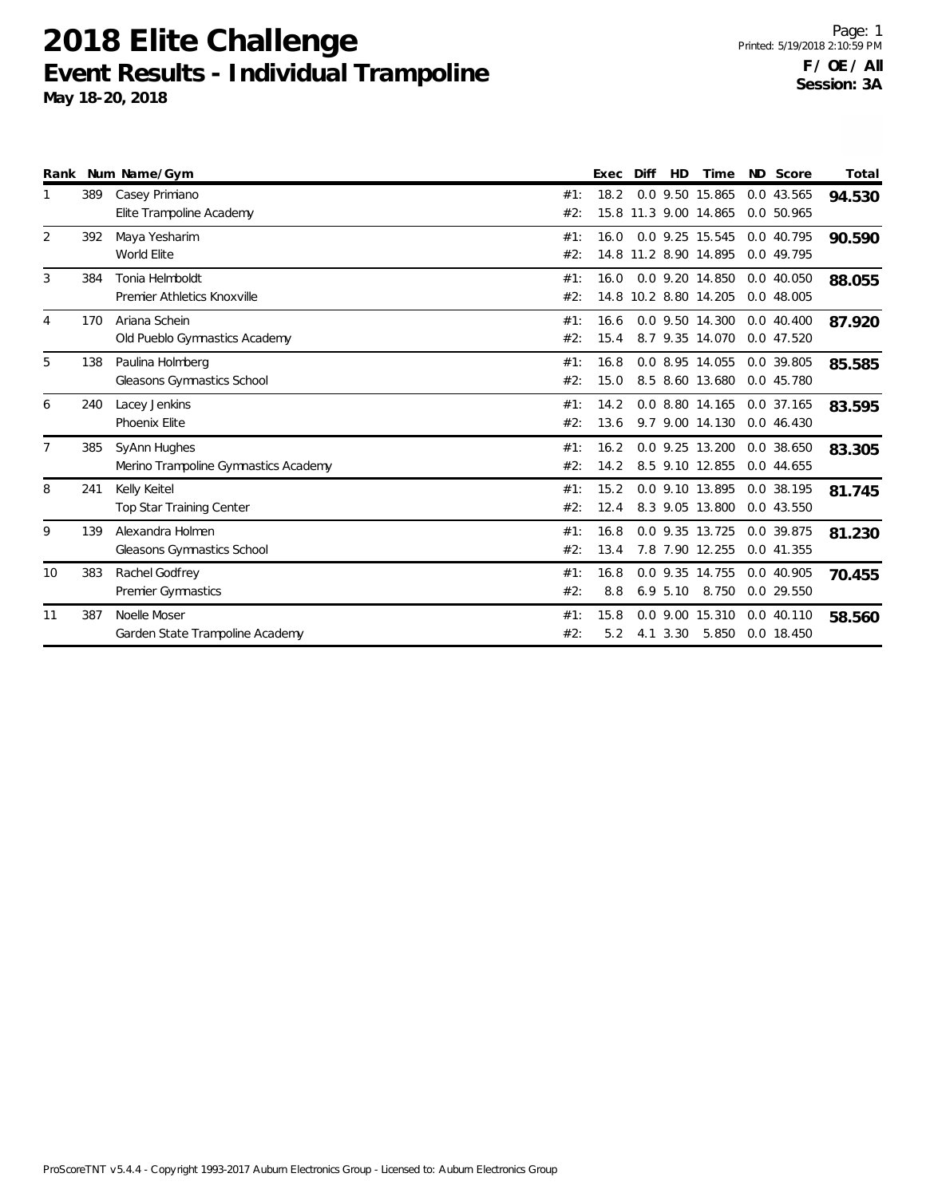# 2018 Elite Challenge

## Event Results - Individual Trampoline

**May 18-20, 2018**

Printed: 5/19/2018 2:10:59 PM

**F / OE / All**
**Session: 3A**

| Rank | Num | Name/Gym | | Exec | Diff | HD | Time | ND | Score | Total |
|---|---|---|---|---|---|---|---|---|---|---|
| 1 | 389 | Casey Primiano | #1: | 18.2 | 0.0 | 9.50 | 15.865 | 0.0 | 43.565 | **94.530** |
| | | Elite Trampoline Academy | #2: | 15.8 | 11.3 | 9.00 | 14.865 | 0.0 | 50.965 | |
| 2 | 392 | Maya Yesharim | #1: | 16.0 | 0.0 | 9.25 | 15.545 | 0.0 | 40.795 | **90.590** |
| | | World Elite | #2: | 14.8 | 11.2 | 8.90 | 14.895 | 0.0 | 49.795 | |
| 3 | 384 | Tonia Helmboldt | #1: | 16.0 | 0.0 | 9.20 | 14.850 | 0.0 | 40.050 | **88.055** |
| | | Premier Athletics Knoxville | #2: | 14.8 | 10.2 | 8.80 | 14.205 | 0.0 | 48.005 | |
| 4 | 170 | Ariana Schein | #1: | 16.6 | 0.0 | 9.50 | 14.300 | 0.0 | 40.400 | **87.920** |
| | | Old Pueblo Gymnastics Academy | #2: | 15.4 | 8.7 | 9.35 | 14.070 | 0.0 | 47.520 | |
| 5 | 138 | Paulina Holmberg | #1: | 16.8 | 0.0 | 8.95 | 14.055 | 0.0 | 39.805 | **85.585** |
| | | Gleasons Gymnastics School | #2: | 15.0 | 8.5 | 8.60 | 13.680 | 0.0 | 45.780 | |
| 6 | 240 | Lacey Jenkins | #1: | 14.2 | 0.0 | 8.80 | 14.165 | 0.0 | 37.165 | **83.595** |
| | | Phoenix Elite | #2: | 13.6 | 9.7 | 9.00 | 14.130 | 0.0 | 46.430 | |
| 7 | 385 | SyAnn Hughes | #1: | 16.2 | 0.0 | 9.25 | 13.200 | 0.0 | 38.650 | **83.305** |
| | | Merino Trampoline Gymnastics Academy | #2: | 14.2 | 8.5 | 9.10 | 12.855 | 0.0 | 44.655 | |
| 8 | 241 | Kelly Keitel | #1: | 15.2 | 0.0 | 9.10 | 13.895 | 0.0 | 38.195 | **81.745** |
| | | Top Star Training Center | #2: | 12.4 | 8.3 | 9.05 | 13.800 | 0.0 | 43.550 | |
| 9 | 139 | Alexandra Holmen | #1: | 16.8 | 0.0 | 9.35 | 13.725 | 0.0 | 39.875 | **81.230** |
| | | Gleasons Gymnastics School | #2: | 13.4 | 7.8 | 7.90 | 12.255 | 0.0 | 41.355 | |
| 10 | 383 | Rachel Godfrey | #1: | 16.8 | 0.0 | 9.35 | 14.755 | 0.0 | 40.905 | **70.455** |
| | | Premier Gymnastics | #2: | 8.8 | 6.9 | 5.10 | 8.750 | 0.0 | 29.550 | |
| 11 | 387 | Noelle Moser | #1: | 15.8 | 0.0 | 9.00 | 15.310 | 0.0 | 40.110 | **58.560** |
| | | Garden State Trampoline Academy | #2: | 5.2 | 4.1 | 3.30 | 5.850 | 0.0 | 18.450 | |

ProScoreTNT v5.4.4 - Copyright 1993-2017 Auburn Electronics Group - Licensed to: Auburn Electronics Group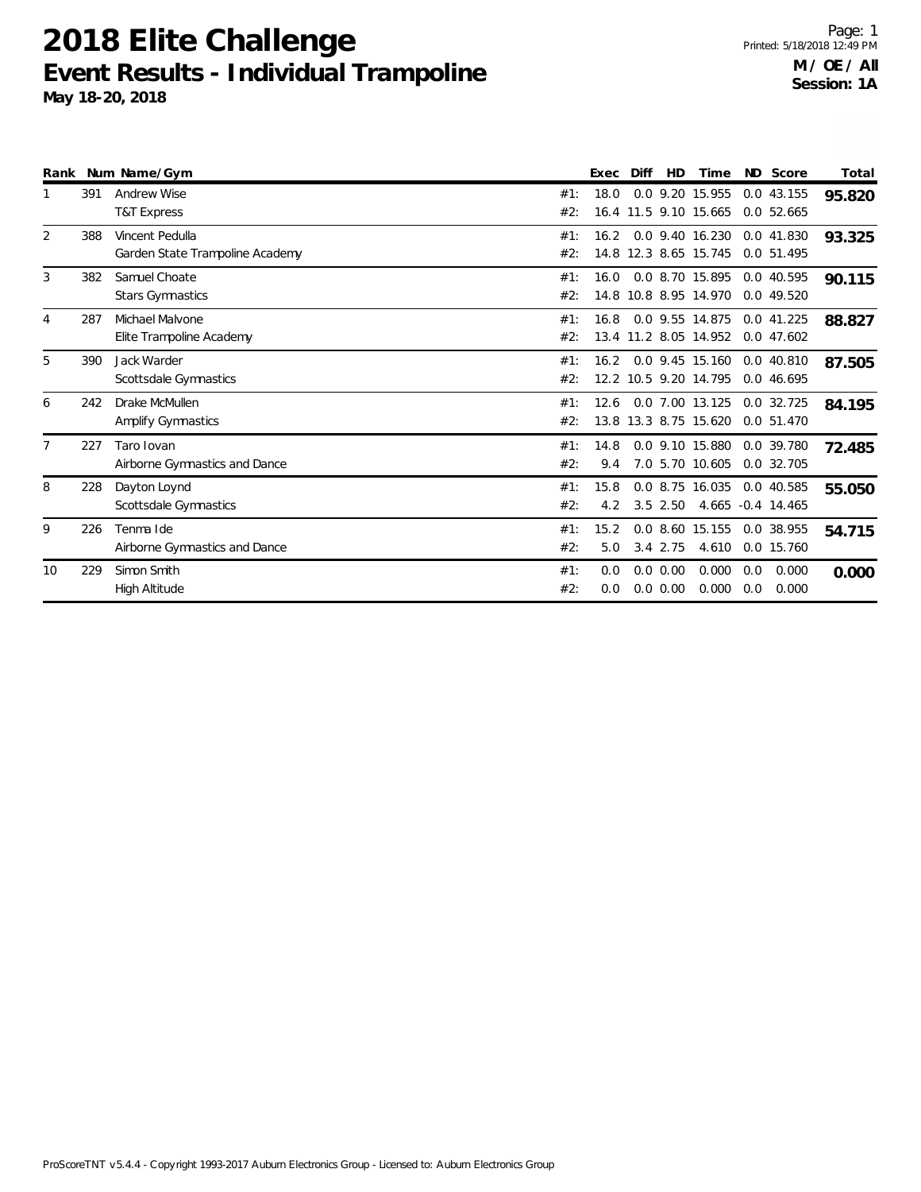# 2018 Elite Challenge

## Event Results - Individual Trampoline

**May 18-20, 2018**

Printed: 5/18/2018 12:49 PM

**M / OE / All**
**Session: 1A**

| Rank | Num | Name/Gym | | Exec | Diff | HD | Time | ND | Score | Total |
|---|---|---|---|---|---|---|---|---|---|---|
| 1 | 391 | Andrew Wise | #1: | 18.0 | 0.0 | 9.20 | 15.955 | 0.0 | 43.155 | **95.820** |
| | | T&T Express | #2: | 16.4 | 11.5 | 9.10 | 15.665 | 0.0 | 52.665 | |
| 2 | 388 | Vincent Pedulla | #1: | 16.2 | 0.0 | 9.40 | 16.230 | 0.0 | 41.830 | **93.325** |
| | | Garden State Trampoline Academy | #2: | 14.8 | 12.3 | 8.65 | 15.745 | 0.0 | 51.495 | |
| 3 | 382 | Samuel Choate | #1: | 16.0 | 0.0 | 8.70 | 15.895 | 0.0 | 40.595 | **90.115** |
| | | Stars Gymnastics | #2: | 14.8 | 10.8 | 8.95 | 14.970 | 0.0 | 49.520 | |
| 4 | 287 | Michael Malvone | #1: | 16.8 | 0.0 | 9.55 | 14.875 | 0.0 | 41.225 | **88.827** |
| | | Elite Trampoline Academy | #2: | 13.4 | 11.2 | 8.05 | 14.952 | 0.0 | 47.602 | |
| 5 | 390 | Jack Warder | #1: | 16.2 | 0.0 | 9.45 | 15.160 | 0.0 | 40.810 | **87.505** |
| | | Scottsdale Gymnastics | #2: | 12.2 | 10.5 | 9.20 | 14.795 | 0.0 | 46.695 | |
| 6 | 242 | Drake McMullen | #1: | 12.6 | 0.0 | 7.00 | 13.125 | 0.0 | 32.725 | **84.195** |
| | | Amplify Gymnastics | #2: | 13.8 | 13.3 | 8.75 | 15.620 | 0.0 | 51.470 | |
| 7 | 227 | Taro Iovan | #1: | 14.8 | 0.0 | 9.10 | 15.880 | 0.0 | 39.780 | **72.485** |
| | | Airborne Gymnastics and Dance | #2: | 9.4 | 7.0 | 5.70 | 10.605 | 0.0 | 32.705 | |
| 8 | 228 | Dayton Loynd | #1: | 15.8 | 0.0 | 8.75 | 16.035 | 0.0 | 40.585 | **55.050** |
| | | Scottsdale Gymnastics | #2: | 4.2 | 3.5 | 2.50 | 4.665 | -0.4 | 14.465 | |
| 9 | 226 | Tenma Ide | #1: | 15.2 | 0.0 | 8.60 | 15.155 | 0.0 | 38.955 | **54.715** |
| | | Airborne Gymnastics and Dance | #2: | 5.0 | 3.4 | 2.75 | 4.610 | 0.0 | 15.760 | |
| 10 | 229 | Simon Smith | #1: | 0.0 | 0.0 | 0.00 | 0.000 | 0.0 | 0.000 | **0.000** |
| | | High Altitude | #2: | 0.0 | 0.0 | 0.00 | 0.000 | 0.0 | 0.000 | |

ProScoreTNT v5.4.4 - Copyright 1993-2017 Auburn Electronics Group - Licensed to: Auburn Electronics Group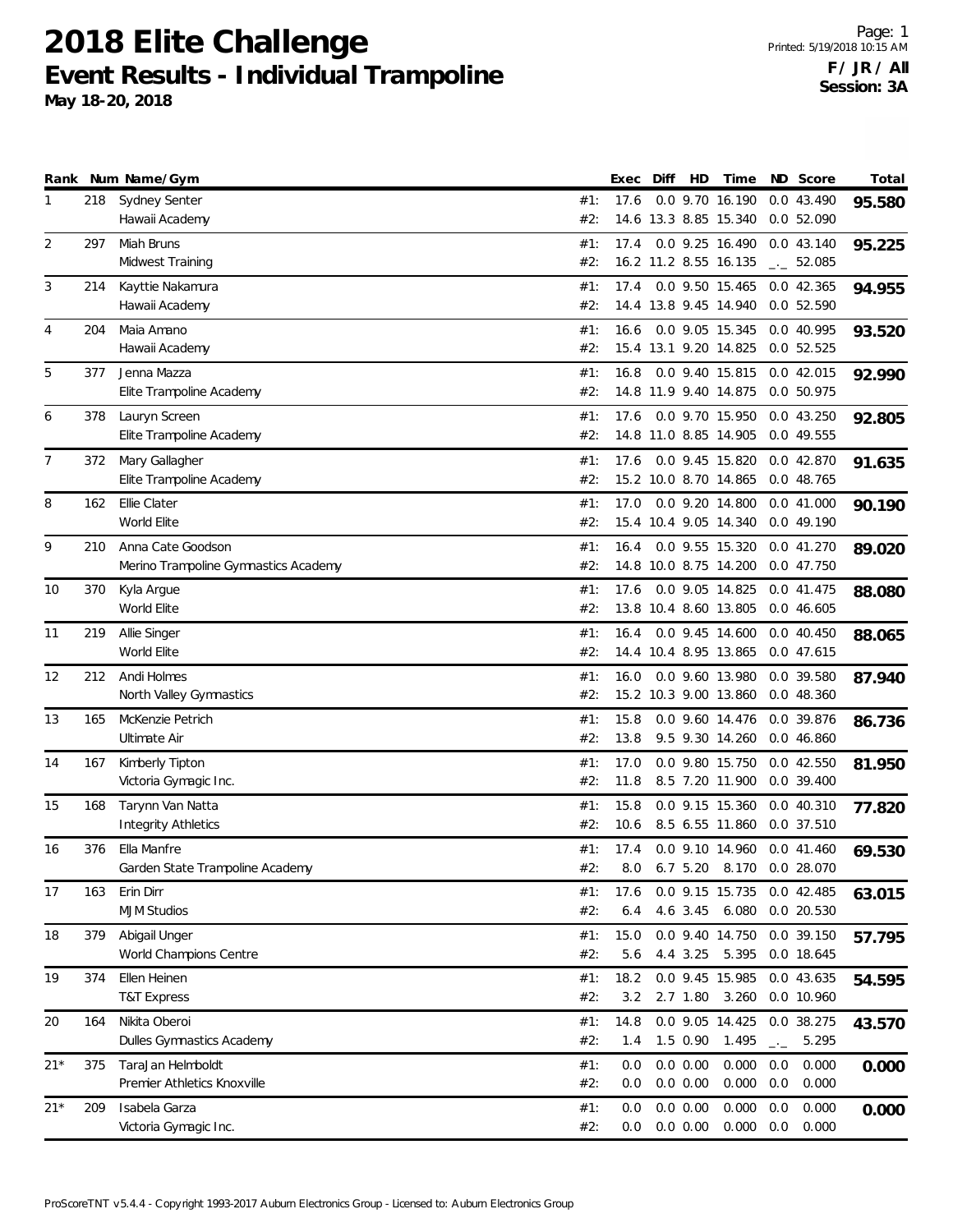# 2018 Elite Challenge

## Event Results - Individual Trampoline

**May 18-20, 2018**

**F / JR / All**
**Session: 3A**

| Rank | Num | Name/Gym | | Exec | Diff | HD | Time | ND | Score | Total |
|---|---|---|---|---|---|---|---|---|---|---|
| 1 | 218 | Sydney Senter | #1: | 17.6 | 0.0 | 9.70 | 16.190 | 0.0 | 43.490 | **95.580** |
| | | Hawaii Academy | #2: | 14.6 | 13.3 | 8.85 | 15.340 | 0.0 | 52.090 | |
| 2 | 297 | Miah Bruns | #1: | 17.4 | 0.0 | 9.25 | 16.490 | 0.0 | 43.140 | **95.225** |
| | | Midwest Training | #2: | 16.2 | 11.2 | 8.55 | 16.135 | _._ | 52.085 | |
| 3 | 214 | Kayttie Nakamura | #1: | 17.4 | 0.0 | 9.50 | 15.465 | 0.0 | 42.365 | **94.955** |
| | | Hawaii Academy | #2: | 14.4 | 13.8 | 9.45 | 14.940 | 0.0 | 52.590 | |
| 4 | 204 | Maia Amano | #1: | 16.6 | 0.0 | 9.05 | 15.345 | 0.0 | 40.995 | **93.520** |
| | | Hawaii Academy | #2: | 15.4 | 13.1 | 9.20 | 14.825 | 0.0 | 52.525 | |
| 5 | 377 | Jenna Mazza | #1: | 16.8 | 0.0 | 9.40 | 15.815 | 0.0 | 42.015 | **92.990** |
| | | Elite Trampoline Academy | #2: | 14.8 | 11.9 | 9.40 | 14.875 | 0.0 | 50.975 | |
| 6 | 378 | Lauryn Screen | #1: | 17.6 | 0.0 | 9.70 | 15.950 | 0.0 | 43.250 | **92.805** |
| | | Elite Trampoline Academy | #2: | 14.8 | 11.0 | 8.85 | 14.905 | 0.0 | 49.555 | |
| 7 | 372 | Mary Gallagher | #1: | 17.6 | 0.0 | 9.45 | 15.820 | 0.0 | 42.870 | **91.635** |
| | | Elite Trampoline Academy | #2: | 15.2 | 10.0 | 8.70 | 14.865 | 0.0 | 48.765 | |
| 8 | 162 | Ellie Clater | #1: | 17.0 | 0.0 | 9.20 | 14.800 | 0.0 | 41.000 | **90.190** |
| | | World Elite | #2: | 15.4 | 10.4 | 9.05 | 14.340 | 0.0 | 49.190 | |
| 9 | 210 | Anna Cate Goodson | #1: | 16.4 | 0.0 | 9.55 | 15.320 | 0.0 | 41.270 | **89.020** |
| | | Merino Trampoline Gymnastics Academy | #2: | 14.8 | 10.0 | 8.75 | 14.200 | 0.0 | 47.750 | |
| 10 | 370 | Kyla Argue | #1: | 17.6 | 0.0 | 9.05 | 14.825 | 0.0 | 41.475 | **88.080** |
| | | World Elite | #2: | 13.8 | 10.4 | 8.60 | 13.805 | 0.0 | 46.605 | |
| 11 | 219 | Allie Singer | #1: | 16.4 | 0.0 | 9.45 | 14.600 | 0.0 | 40.450 | **88.065** |
| | | World Elite | #2: | 14.4 | 10.4 | 8.95 | 13.865 | 0.0 | 47.615 | |
| 12 | 212 | Andi Holmes | #1: | 16.0 | 0.0 | 9.60 | 13.980 | 0.0 | 39.580 | **87.940** |
| | | North Valley Gymnastics | #2: | 15.2 | 10.3 | 9.00 | 13.860 | 0.0 | 48.360 | |
| 13 | 165 | McKenzie Petrich | #1: | 15.8 | 0.0 | 9.60 | 14.476 | 0.0 | 39.876 | **86.736** |
| | | Ultimate Air | #2: | 13.8 | 9.5 | 9.30 | 14.260 | 0.0 | 46.860 | |
| 14 | 167 | Kimberly Tipton | #1: | 17.0 | 0.0 | 9.80 | 15.750 | 0.0 | 42.550 | **81.950** |
| | | Victoria Gymagic Inc. | #2: | 11.8 | 8.5 | 7.20 | 11.900 | 0.0 | 39.400 | |
| 15 | 168 | Tarynn Van Natta | #1: | 15.8 | 0.0 | 9.15 | 15.360 | 0.0 | 40.310 | **77.820** |
| | | Integrity Athletics | #2: | 10.6 | 8.5 | 6.55 | 11.860 | 0.0 | 37.510 | |
| 16 | 376 | Ella Manfre | #1: | 17.4 | 0.0 | 9.10 | 14.960 | 0.0 | 41.460 | **69.530** |
| | | Garden State Trampoline Academy | #2: | 8.0 | 6.7 | 5.20 | 8.170 | 0.0 | 28.070 | |
| 17 | 163 | Erin Dirr | #1: | 17.6 | 0.0 | 9.15 | 15.735 | 0.0 | 42.485 | **63.015** |
| | | MJM Studios | #2: | 6.4 | 4.6 | 3.45 | 6.080 | 0.0 | 20.530 | |
| 18 | 379 | Abigail Unger | #1: | 15.0 | 0.0 | 9.40 | 14.750 | 0.0 | 39.150 | **57.795** |
| | | World Champions Centre | #2: | 5.6 | 4.4 | 3.25 | 5.395 | 0.0 | 18.645 | |
| 19 | 374 | Ellen Heinen | #1: | 18.2 | 0.0 | 9.45 | 15.985 | 0.0 | 43.635 | **54.595** |
| | | T&T Express | #2: | 3.2 | 2.7 | 1.80 | 3.260 | 0.0 | 10.960 | |
| 20 | 164 | Nikita Oberoi | #1: | 14.8 | 0.0 | 9.05 | 14.425 | 0.0 | 38.275 | **43.570** |
| | | Dulles Gymnastics Academy | #2: | 1.4 | 1.5 | 0.90 | 1.495 | _._ | 5.295 | |
| 21* | 375 | TaraJan Helmboldt | #1: | 0.0 | 0.0 | 0.00 | 0.000 | 0.0 | 0.000 | **0.000** |
| | | Premier Athletics Knoxville | #2: | 0.0 | 0.0 | 0.00 | 0.000 | 0.0 | 0.000 | |
| 21* | 209 | Isabela Garza | #1: | 0.0 | 0.0 | 0.00 | 0.000 | 0.0 | 0.000 | **0.000** |
| | | Victoria Gymagic Inc. | #2: | 0.0 | 0.0 | 0.00 | 0.000 | 0.0 | 0.000 | |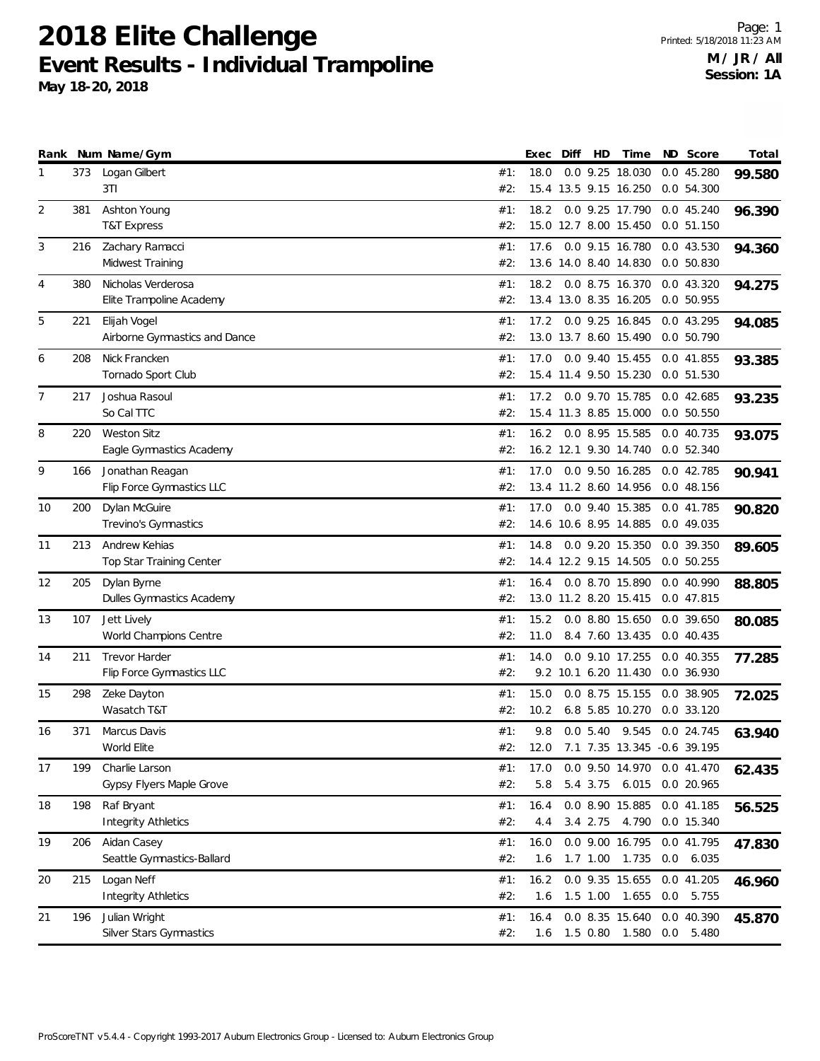# 2018 Elite Challenge

## Event Results - Individual Trampoline

**May 18-20, 2018**

Printed: 5/18/2018 11:23 AM

**M / JR / All**
**Session: 1A**

| Rank | Num | Name/Gym | | Exec | Diff | HD | Time | ND | Score | Total |
|---|---|---|---|---|---|---|---|---|---|---|
| 1 | 373 | Logan Gilbert | #1: | 18.0 | 0.0 | 9.25 | 18.030 | 0.0 | 45.280 | **99.580** |
| | | 3TI | #2: | 15.4 | 13.5 | 9.15 | 16.250 | 0.0 | 54.300 | |
| 2 | 381 | Ashton Young | #1: | 18.2 | 0.0 | 9.25 | 17.790 | 0.0 | 45.240 | **96.390** |
| | | T&T Express | #2: | 15.0 | 12.7 | 8.00 | 15.450 | 0.0 | 51.150 | |
| 3 | 216 | Zachary Ramacci | #1: | 17.6 | 0.0 | 9.15 | 16.780 | 0.0 | 43.530 | **94.360** |
| | | Midwest Training | #2: | 13.6 | 14.0 | 8.40 | 14.830 | 0.0 | 50.830 | |
| 4 | 380 | Nicholas Verderosa | #1: | 18.2 | 0.0 | 8.75 | 16.370 | 0.0 | 43.320 | **94.275** |
| | | Elite Trampoline Academy | #2: | 13.4 | 13.0 | 8.35 | 16.205 | 0.0 | 50.955 | |
| 5 | 221 | Elijah Vogel | #1: | 17.2 | 0.0 | 9.25 | 16.845 | 0.0 | 43.295 | **94.085** |
| | | Airborne Gymnastics and Dance | #2: | 13.0 | 13.7 | 8.60 | 15.490 | 0.0 | 50.790 | |
| 6 | 208 | Nick Francken | #1: | 17.0 | 0.0 | 9.40 | 15.455 | 0.0 | 41.855 | **93.385** |
| | | Tornado Sport Club | #2: | 15.4 | 11.4 | 9.50 | 15.230 | 0.0 | 51.530 | |
| 7 | 217 | Joshua Rasoul | #1: | 17.2 | 0.0 | 9.70 | 15.785 | 0.0 | 42.685 | **93.235** |
| | | So Cal TTC | #2: | 15.4 | 11.3 | 8.85 | 15.000 | 0.0 | 50.550 | |
| 8 | 220 | Weston Sitz | #1: | 16.2 | 0.0 | 8.95 | 15.585 | 0.0 | 40.735 | **93.075** |
| | | Eagle Gymnastics Academy | #2: | 16.2 | 12.1 | 9.30 | 14.740 | 0.0 | 52.340 | |
| 9 | 166 | Jonathan Reagan | #1: | 17.0 | 0.0 | 9.50 | 16.285 | 0.0 | 42.785 | **90.941** |
| | | Flip Force Gymnastics LLC | #2: | 13.4 | 11.2 | 8.60 | 14.956 | 0.0 | 48.156 | |
| 10 | 200 | Dylan McGuire | #1: | 17.0 | 0.0 | 9.40 | 15.385 | 0.0 | 41.785 | **90.820** |
| | | Trevino's Gymnastics | #2: | 14.6 | 10.6 | 8.95 | 14.885 | 0.0 | 49.035 | |
| 11 | 213 | Andrew Kehias | #1: | 14.8 | 0.0 | 9.20 | 15.350 | 0.0 | 39.350 | **89.605** |
| | | Top Star Training Center | #2: | 14.4 | 12.2 | 9.15 | 14.505 | 0.0 | 50.255 | |
| 12 | 205 | Dylan Byrne | #1: | 16.4 | 0.0 | 8.70 | 15.890 | 0.0 | 40.990 | **88.805** |
| | | Dulles Gymnastics Academy | #2: | 13.0 | 11.2 | 8.20 | 15.415 | 0.0 | 47.815 | |
| 13 | 107 | Jett Lively | #1: | 15.2 | 0.0 | 8.80 | 15.650 | 0.0 | 39.650 | **80.085** |
| | | World Champions Centre | #2: | 11.0 | 8.4 | 7.60 | 13.435 | 0.0 | 40.435 | |
| 14 | 211 | Trevor Harder | #1: | 14.0 | 0.0 | 9.10 | 17.255 | 0.0 | 40.355 | **77.285** |
| | | Flip Force Gymnastics LLC | #2: | 9.2 | 10.1 | 6.20 | 11.430 | 0.0 | 36.930 | |
| 15 | 298 | Zeke Dayton | #1: | 15.0 | 0.0 | 8.75 | 15.155 | 0.0 | 38.905 | **72.025** |
| | | Wasatch T&T | #2: | 10.2 | 6.8 | 5.85 | 10.270 | 0.0 | 33.120 | |
| 16 | 371 | Marcus Davis | #1: | 9.8 | 0.0 | 5.40 | 9.545 | 0.0 | 24.745 | **63.940** |
| | | World Elite | #2: | 12.0 | 7.1 | 7.35 | 13.345 | -0.6 | 39.195 | |
| 17 | 199 | Charlie Larson | #1: | 17.0 | 0.0 | 9.50 | 14.970 | 0.0 | 41.470 | **62.435** |
| | | Gypsy Flyers Maple Grove | #2: | 5.8 | 5.4 | 3.75 | 6.015 | 0.0 | 20.965 | |
| 18 | 198 | Raf Bryant | #1: | 16.4 | 0.0 | 8.90 | 15.885 | 0.0 | 41.185 | **56.525** |
| | | Integrity Athletics | #2: | 4.4 | 3.4 | 2.75 | 4.790 | 0.0 | 15.340 | |
| 19 | 206 | Aidan Casey | #1: | 16.0 | 0.0 | 9.00 | 16.795 | 0.0 | 41.795 | **47.830** |
| | | Seattle Gymnastics-Ballard | #2: | 1.6 | 1.7 | 1.00 | 1.735 | 0.0 | 6.035 | |
| 20 | 215 | Logan Neff | #1: | 16.2 | 0.0 | 9.35 | 15.655 | 0.0 | 41.205 | **46.960** |
| | | Integrity Athletics | #2: | 1.6 | 1.5 | 1.00 | 1.655 | 0.0 | 5.755 | |
| 21 | 196 | Julian Wright | #1: | 16.4 | 0.0 | 8.35 | 15.640 | 0.0 | 40.390 | **45.870** |
| | | Silver Stars Gymnastics | #2: | 1.6 | 1.5 | 0.80 | 1.580 | 0.0 | 5.480 | |

ProScoreTNT v5.4.4 - Copyright 1993-2017 Auburn Electronics Group - Licensed to: Auburn Electronics Group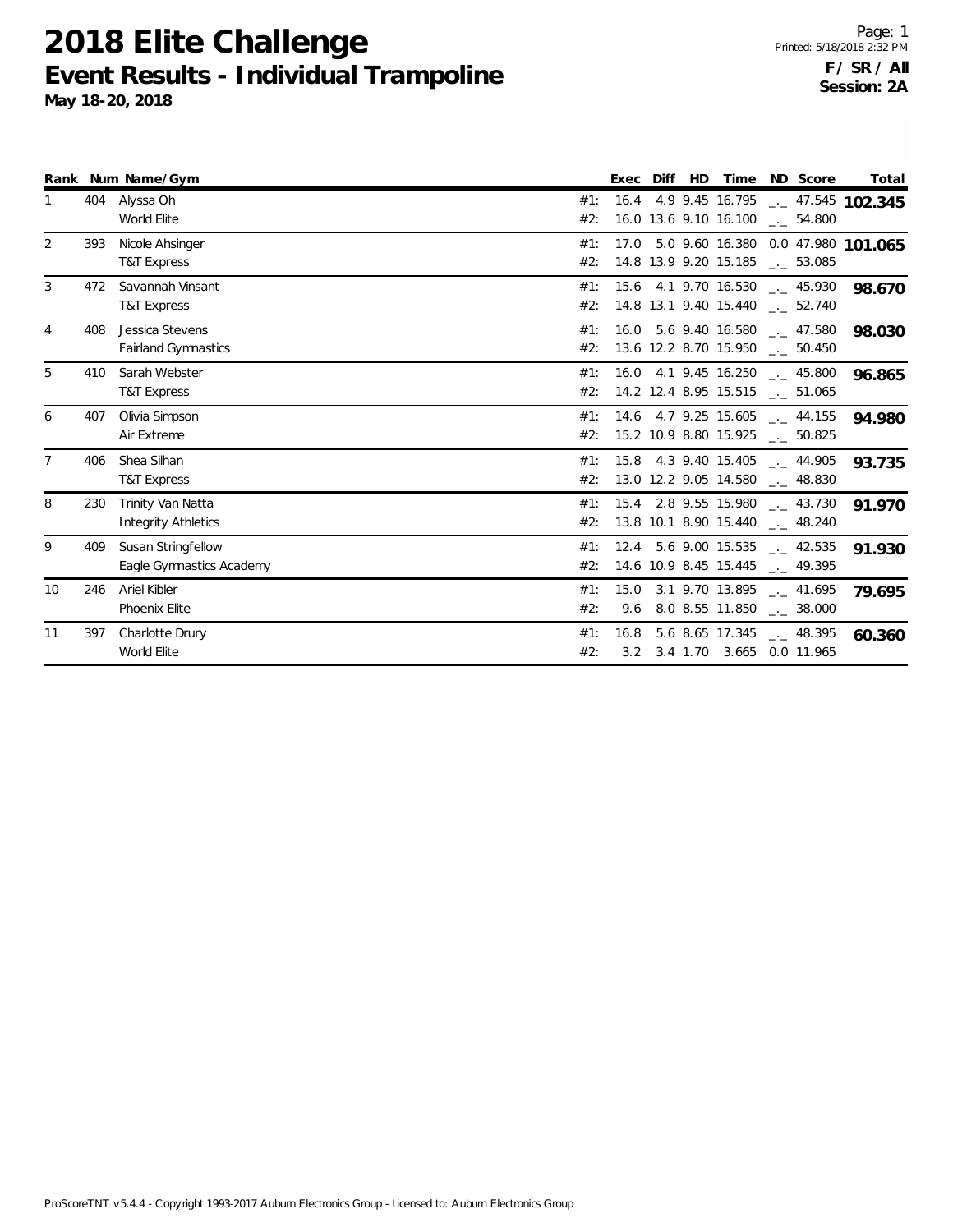# 2018 Elite Challenge

## Event Results - Individual Trampoline

**May 18-20, 2018**

Printed: 5/18/2018 2:32 PM

**F / SR / All**
**Session: 2A**

| Rank | Num | Name/Gym | | Exec | Diff | HD | Time | ND | Score | Total |
|---|---|---|---|---|---|---|---|---|---|---|
| 1 | 404 | Alyssa Oh | #1: | 16.4 | 4.9 | 9.45 | 16.795 | _._ | 47.545 | **102.345** |
| | | World Elite | #2: | 16.0 | 13.6 | 9.10 | 16.100 | _._ | 54.800 | |
| 2 | 393 | Nicole Ahsinger | #1: | 17.0 | 5.0 | 9.60 | 16.380 | 0.0 | 47.980 | **101.065** |
| | | T&T Express | #2: | 14.8 | 13.9 | 9.20 | 15.185 | _._ | 53.085 | |
| 3 | 472 | Savannah Vinsant | #1: | 15.6 | 4.1 | 9.70 | 16.530 | _._ | 45.930 | **98.670** |
| | | T&T Express | #2: | 14.8 | 13.1 | 9.40 | 15.440 | _._ | 52.740 | |
| 4 | 408 | Jessica Stevens | #1: | 16.0 | 5.6 | 9.40 | 16.580 | _._ | 47.580 | **98.030** |
| | | Fairland Gymnastics | #2: | 13.6 | 12.2 | 8.70 | 15.950 | _._ | 50.450 | |
| 5 | 410 | Sarah Webster | #1: | 16.0 | 4.1 | 9.45 | 16.250 | _._ | 45.800 | **96.865** |
| | | T&T Express | #2: | 14.2 | 12.4 | 8.95 | 15.515 | _._ | 51.065 | |
| 6 | 407 | Olivia Simpson | #1: | 14.6 | 4.7 | 9.25 | 15.605 | _._ | 44.155 | **94.980** |
| | | Air Extreme | #2: | 15.2 | 10.9 | 8.80 | 15.925 | _._ | 50.825 | |
| 7 | 406 | Shea Silhan | #1: | 15.8 | 4.3 | 9.40 | 15.405 | _._ | 44.905 | **93.735** |
| | | T&T Express | #2: | 13.0 | 12.2 | 9.05 | 14.580 | _._ | 48.830 | |
| 8 | 230 | Trinity Van Natta | #1: | 15.4 | 2.8 | 9.55 | 15.980 | _._ | 43.730 | **91.970** |
| | | Integrity Athletics | #2: | 13.8 | 10.1 | 8.90 | 15.440 | _._ | 48.240 | |
| 9 | 409 | Susan Stringfellow | #1: | 12.4 | 5.6 | 9.00 | 15.535 | _._ | 42.535 | **91.930** |
| | | Eagle Gymnastics Academy | #2: | 14.6 | 10.9 | 8.45 | 15.445 | _._ | 49.395 | |
| 10 | 246 | Ariel Kibler | #1: | 15.0 | 3.1 | 9.70 | 13.895 | _._ | 41.695 | **79.695** |
| | | Phoenix Elite | #2: | 9.6 | 8.0 | 8.55 | 11.850 | _._ | 38.000 | |
| 11 | 397 | Charlotte Drury | #1: | 16.8 | 5.6 | 8.65 | 17.345 | _._ | 48.395 | **60.360** |
| | | World Elite | #2: | 3.2 | 3.4 | 1.70 | 3.665 | 0.0 | 11.965 | |

ProScoreTNT v5.4.4 - Copyright 1993-2017 Auburn Electronics Group - Licensed to: Auburn Electronics Group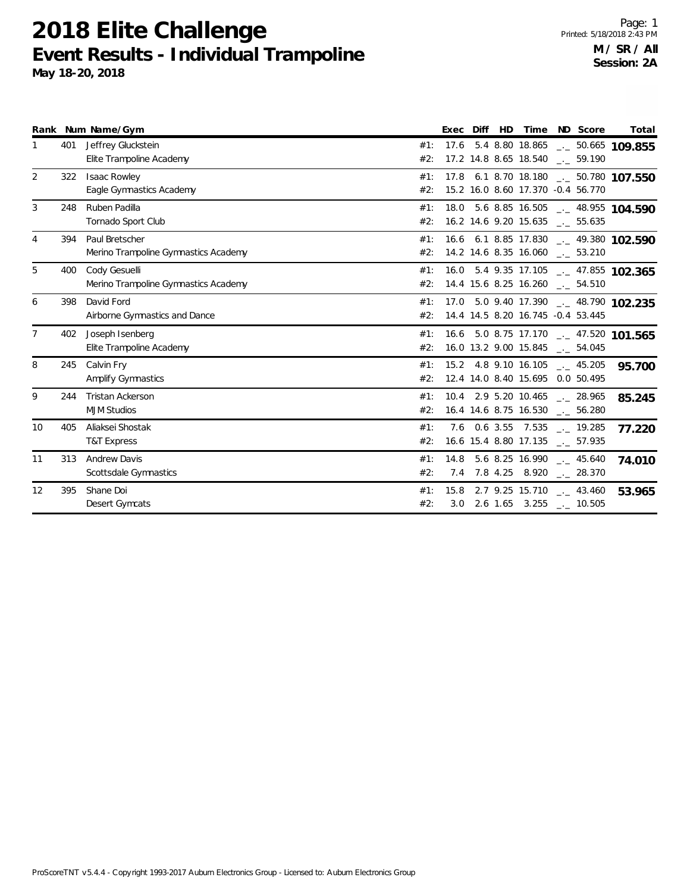# 2018 Elite Challenge

## Event Results - Individual Trampoline

**May 18-20, 2018**

Page: 1
Printed: 5/18/2018 2:43 PM
**M / SR / All**
**Session: 2A**

| Rank | Num | Name/Gym | | Exec | Diff | HD | Time | ND | Score | Total |
|---|---|---|---|---|---|---|---|---|---|---|
| 1 | 401 | Jeffrey Gluckstein | #1: | 17.6 | 5.4 | 8.80 | 18.865 | _._ | 50.665 | **109.855** |
| | | Elite Trampoline Academy | #2: | 17.2 | 14.8 | 8.65 | 18.540 | _._ | 59.190 | |
| 2 | 322 | Isaac Rowley | #1: | 17.8 | 6.1 | 8.70 | 18.180 | _._ | 50.780 | **107.550** |
| | | Eagle Gymnastics Academy | #2: | 15.2 | 16.0 | 8.60 | 17.370 | -0.4 | 56.770 | |
| 3 | 248 | Ruben Padilla | #1: | 18.0 | 5.6 | 8.85 | 16.505 | _._ | 48.955 | **104.590** |
| | | Tornado Sport Club | #2: | 16.2 | 14.6 | 9.20 | 15.635 | _._ | 55.635 | |
| 4 | 394 | Paul Bretscher | #1: | 16.6 | 6.1 | 8.85 | 17.830 | _._ | 49.380 | **102.590** |
| | | Merino Trampoline Gymnastics Academy | #2: | 14.2 | 14.6 | 8.35 | 16.060 | _._ | 53.210 | |
| 5 | 400 | Cody Gesuelli | #1: | 16.0 | 5.4 | 9.35 | 17.105 | _._ | 47.855 | **102.365** |
| | | Merino Trampoline Gymnastics Academy | #2: | 14.4 | 15.6 | 8.25 | 16.260 | _._ | 54.510 | |
| 6 | 398 | David Ford | #1: | 17.0 | 5.0 | 9.40 | 17.390 | _._ | 48.790 | **102.235** |
| | | Airborne Gymnastics and Dance | #2: | 14.4 | 14.5 | 8.20 | 16.745 | -0.4 | 53.445 | |
| 7 | 402 | Joseph Isenberg | #1: | 16.6 | 5.0 | 8.75 | 17.170 | _._ | 47.520 | **101.565** |
| | | Elite Trampoline Academy | #2: | 16.0 | 13.2 | 9.00 | 15.845 | _._ | 54.045 | |
| 8 | 245 | Calvin Fry | #1: | 15.2 | 4.8 | 9.10 | 16.105 | _._ | 45.205 | **95.700** |
| | | Amplify Gymnastics | #2: | 12.4 | 14.0 | 8.40 | 15.695 | 0.0 | 50.495 | |
| 9 | 244 | Tristan Ackerson | #1: | 10.4 | 2.9 | 5.20 | 10.465 | _._ | 28.965 | **85.245** |
| | | MJM Studios | #2: | 16.4 | 14.6 | 8.75 | 16.530 | _._ | 56.280 | |
| 10 | 405 | Aliaksei Shostak | #1: | 7.6 | 0.6 | 3.55 | 7.535 | _._ | 19.285 | **77.220** |
| | | T&T Express | #2: | 16.6 | 15.4 | 8.80 | 17.135 | _._ | 57.935 | |
| 11 | 313 | Andrew Davis | #1: | 14.8 | 5.6 | 8.25 | 16.990 | _._ | 45.640 | **74.010** |
| | | Scottsdale Gymnastics | #2: | 7.4 | 7.8 | 4.25 | 8.920 | _._ | 28.370 | |
| 12 | 395 | Shane Doi | #1: | 15.8 | 2.7 | 9.25 | 15.710 | _._ | 43.460 | **53.965** |
| | | Desert Gymcats | #2: | 3.0 | 2.6 | 1.65 | 3.255 | _._ | 10.505 | |

ProScoreTNT v5.4.4 - Copyright 1993-2017 Auburn Electronics Group - Licensed to: Auburn Electronics Group